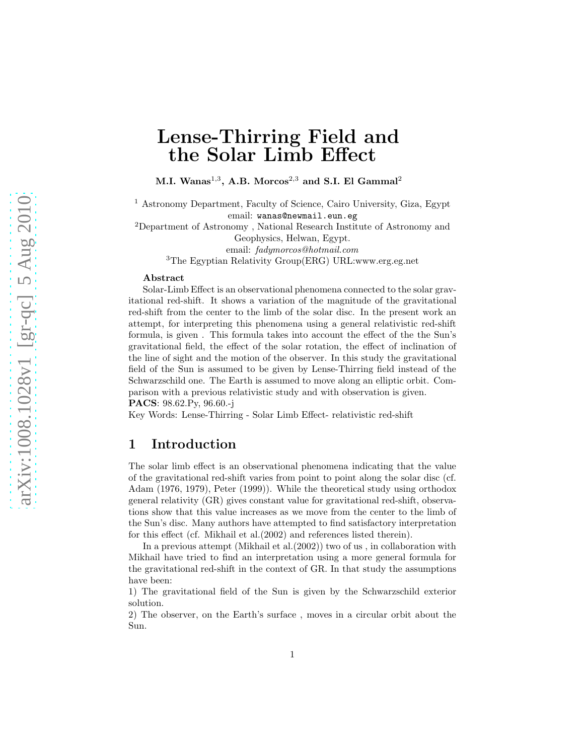# Lense-Thirring Field and the Solar Limb Effect

**M.I. Wanas[1,3], A.B. Morcos[2,3] and S.I. El Gammal[2]**

[1] Astronomy Department, Faculty of Science, Cairo University, Giza, Egypt
email: `wanas@newmail.eun.eg`

[2]Department of Astronomy , National Research Institute of Astronomy and Geophysics, Helwan, Egypt.
email: *fadymorcos@hotmail.com*

[3]The Egyptian Relativity Group(ERG) URL:www.erg.eg.net

**Abstract**

Solar-Limb Effect is an observational phenomena connected to the solar gravitational red-shift. It shows a variation of the magnitude of the gravitational red-shift from the center to the limb of the solar disc. In the present work an attempt, for interpreting this phenomena using a general relativistic red-shift formula, is given . This formula takes into account the effect of the the Sun's gravitational field, the effect of the solar rotation, the effect of inclination of the line of sight and the motion of the observer. In this study the gravitational field of the Sun is assumed to be given by Lense-Thirring field instead of the Schwarzschild one. The Earth is assumed to move along an elliptic orbit. Comparison with a previous relativistic study and with observation is given.

**PACS**: 98.62.Py, 96.60.-j

Key Words: Lense-Thirring - Solar Limb Effect- relativistic red-shift

## 1 Introduction

The solar limb effect is an observational phenomena indicating that the value of the gravitational red-shift varies from point to point along the solar disc (cf. Adam (1976, 1979), Peter (1999)). While the theoretical study using orthodox general relativity (GR) gives constant value for gravitational red-shift, observations show that this value increases as we move from the center to the limb of the Sun's disc. Many authors have attempted to find satisfactory interpretation for this effect (cf. Mikhail et al.(2002) and references listed therein).

In a previous attempt (Mikhail et al.(2002)) two of us , in collaboration with Mikhail have tried to find an interpretation using a more general formula for the gravitational red-shift in the context of GR. In that study the assumptions have been:

1) The gravitational field of the Sun is given by the Schwarzschild exterior solution.

2) The observer, on the Earth's surface , moves in a circular orbit about the Sun.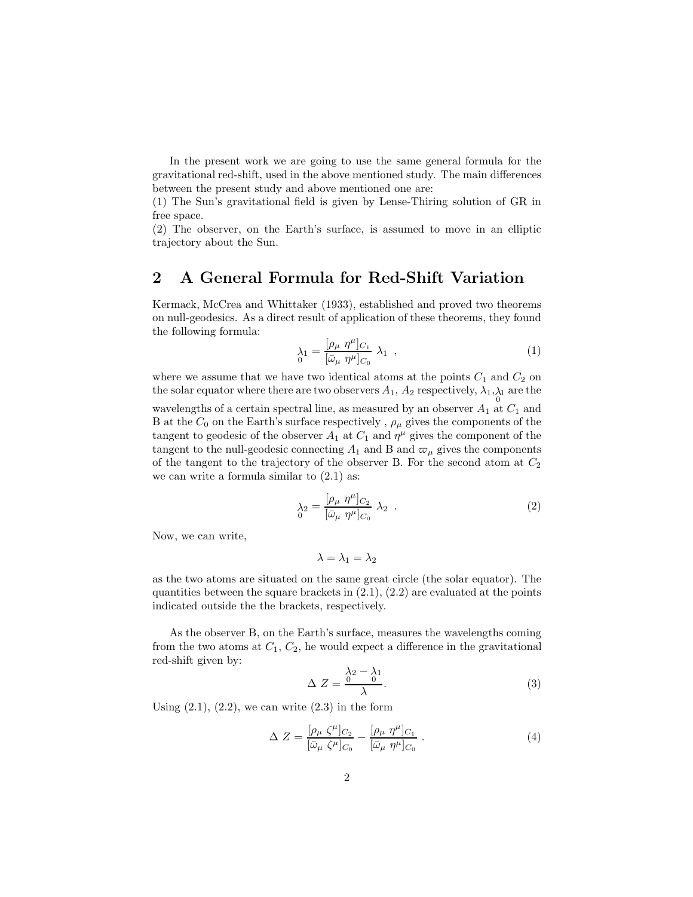In the present work we are going to use the same general formula for the gravitational red-shift, used in the above mentioned study. The main differences between the present study and above mentioned one are:
(1) The Sun's gravitational field is given by Lense-Thiring solution of GR in free space.
(2) The observer, on the Earth's surface, is assumed to move in an elliptic trajectory about the Sun.

## 2 A General Formula for Red-Shift Variation

Kermack, McCrea and Whittaker (1933), established and proved two theorems on null-geodesics. As a direct result of application of these theorems, they found the following formula:

$$\underset{0}{\lambda_1} = \frac{[\rho_\mu \ \eta^\mu]_{C_1}}{[\bar{\omega}_\mu \ \eta^\mu]_{C_0}} \ \lambda_1 \ \ , \tag{1}$$

where we assume that we have two identical atoms at the points $C_1$ and $C_2$ on the solar equator where there are two observers $A_1$, $A_2$ respectively, $\lambda_1, \underset{0}{\lambda_1}$ are the wavelengths of a certain spectral line, as measured by an observer $A_1$ at $C_1$ and B at the $C_0$ on the Earth's surface respectively , $\rho_\mu$ gives the components of the tangent to geodesic of the observer $A_1$ at $C_1$ and $\eta^\mu$ gives the component of the tangent to the null-geodesic connecting $A_1$ and B and $\varpi_\mu$ gives the components of the tangent to the trajectory of the observer B. For the second atom at $C_2$ we can write a formula similar to (2.1) as:

$$\underset{0}{\lambda_2} = \frac{[\rho_\mu \ \eta^\mu]_{C_2}}{[\bar{\omega}_\mu \ \eta^\mu]_{C_0}} \ \lambda_2 \ \ . \tag{2}$$

Now, we can write,

$$\lambda = \lambda_1 = \lambda_2$$

as the two atoms are situated on the same great circle (the solar equator). The quantities between the square brackets in (2.1), (2.2) are evaluated at the points indicated outside the the brackets, respectively.

As the observer B, on the Earth's surface, measures the wavelengths coming from the two atoms at $C_1$, $C_2$, he would expect a difference in the gravitational red-shift given by:

$$\Delta \ Z = \frac{\underset{0}{\lambda_2} - \underset{0}{\lambda_1}}{\lambda}. \tag{3}$$

Using (2.1), (2.2), we can write (2.3) in the form

$$\Delta \ Z = \frac{[\rho_\mu \ \zeta^\mu]_{C_2}}{[\bar{\omega}_\mu \ \zeta^\mu]_{C_0}} - \frac{[\rho_\mu \ \eta^\mu]_{C_1}}{[\bar{\omega}_\mu \ \eta^\mu]_{C_0}} \ . \tag{4}$$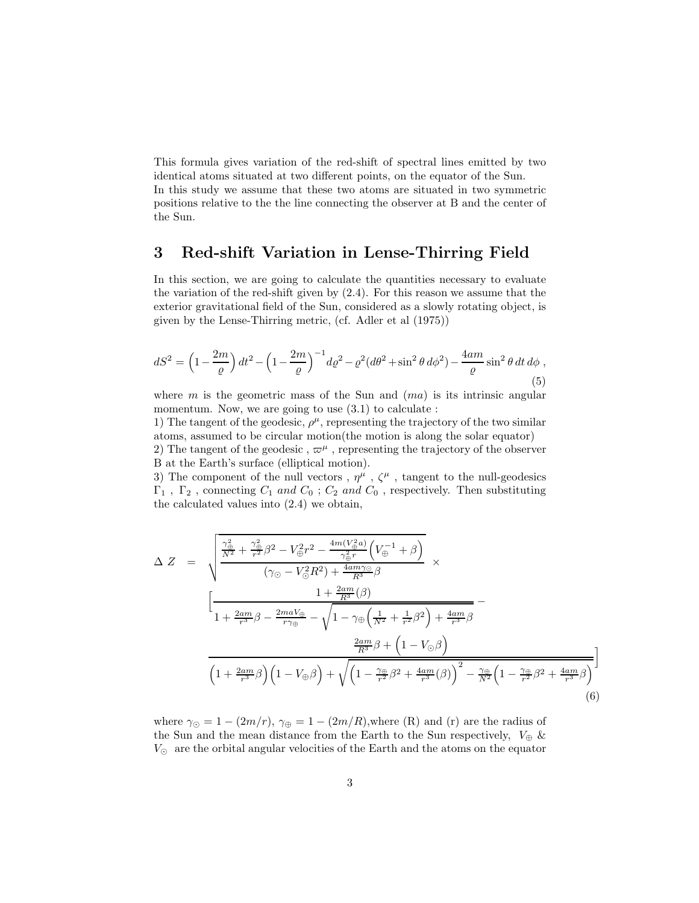This formula gives variation of the red-shift of spectral lines emitted by two identical atoms situated at two different points, on the equator of the Sun.
In this study we assume that these two atoms are situated in two symmetric positions relative to the the line connecting the observer at B and the center of the Sun.

## 3 Red-shift Variation in Lense-Thirring Field

In this section, we are going to calculate the quantities necessary to evaluate the variation of the red-shift given by (2.4). For this reason we assume that the exterior gravitational field of the Sun, considered as a slowly rotating object, is given by the Lense-Thirring metric, (cf. Adler et al (1975))

$$dS^2 = \Big(1 - \frac{2m}{\varrho}\Big)\, dt^2 - \Big(1 - \frac{2m}{\varrho}\Big)^{-1} d\varrho^2 - \varrho^2 (d\theta^2 + \sin^2\theta\, d\phi^2) - \frac{4am}{\varrho}\sin^2\theta\, dt\, d\phi\ , \tag{5}$$

where $m$ is the geometric mass of the Sun and $(ma)$ is its intrinsic angular momentum. Now, we are going to use (3.1) to calculate :

1) The tangent of the geodesic, $\rho^\mu$, representing the trajectory of the two similar atoms, assumed to be circular motion(the motion is along the solar equator)
2) The tangent of the geodesic , $\varpi^\mu$ , representing the trajectory of the observer B at the Earth's surface (elliptical motion).
3) The component of the null vectors , $\eta^\mu$ , $\zeta^\mu$ , tangent to the null-geodesics $\Gamma_1$ , $\Gamma_2$ , connecting $C_1$ *and* $C_0$ ; $C_2$ *and* $C_0$ , respectively. Then substituting the calculated values into (2.4) we obtain,

$$\begin{aligned}
\Delta\ Z \ &= \ \sqrt{\frac{\frac{\gamma_\oplus^2}{N^2} + \frac{\gamma_\oplus^2}{r^2}\beta^2 - V_\oplus^2 r^2 - \frac{4m(V_\oplus^2 a)}{\gamma_\oplus^2 r}\Big(V_\oplus^{-1} + \beta\Big)}{(\gamma_\odot - V_\odot^2 R^2) + \frac{4am\gamma_\odot}{R^3}\beta}}\ \times \\
&\Big[\frac{1 + \frac{2am}{R^3}(\beta)}{1 + \frac{2am}{r^3}\beta - \frac{2maV_\oplus}{r\gamma_\oplus} - \sqrt{1 - \gamma_\oplus\Big(\frac{1}{N^2} + \frac{1}{r^2}\beta^2\Big) + \frac{4am}{r^3}\beta}} - \\
&\frac{\frac{2am}{R^3}\beta + \Big(1 - V_\odot\beta\Big)}{\Big(1 + \frac{2am}{r^3}\beta\Big)\Big(1 - V_\oplus\beta\Big) + \sqrt{\Big(1 - \frac{\gamma_\oplus}{r^2}\beta^2 + \frac{4am}{r^3}(\beta)\Big)^2 - \frac{\gamma_\oplus}{N^2}\Big(1 - \frac{\gamma_\oplus}{r^2}\beta^2 + \frac{4am}{r^3}\beta\Big)}}\Big]
\end{aligned} \tag{6}$$

where $\gamma_\odot = 1 - (2m/r)$, $\gamma_\oplus = 1 - (2m/R)$,where (R) and (r) are the radius of the Sun and the mean distance from the Earth to the Sun respectively, $V_\oplus$ & $V_\odot$ are the orbital angular velocities of the Earth and the atoms on the equator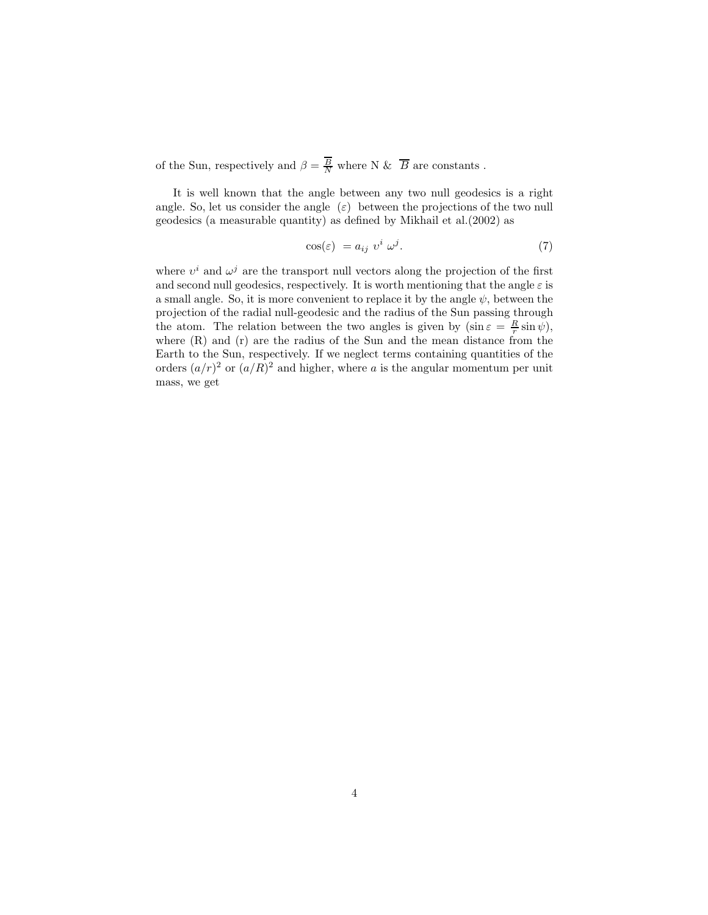of the Sun, respectively and $\beta = \frac{\overline{B}}{N}$ where N & $\overline{B}$ are constants .

It is well known that the angle between any two null geodesics is a right angle. So, let us consider the angle $(\varepsilon)$ between the projections of the two null geodesics (a measurable quantity) as defined by Mikhail et al.(2002) as

$$\cos(\varepsilon) \ = a_{ij} \ \upsilon^i \ \omega^j. \tag{7}$$

where $\upsilon^i$ and $\omega^j$ are the transport null vectors along the projection of the first and second null geodesics, respectively. It is worth mentioning that the angle $\varepsilon$ is a small angle. So, it is more convenient to replace it by the angle $\psi$, between the projection of the radial null-geodesic and the radius of the Sun passing through the atom. The relation between the two angles is given by ($\sin \varepsilon = \frac{R}{r} \sin \psi$), where (R) and (r) are the radius of the Sun and the mean distance from the Earth to the Sun, respectively. If we neglect terms containing quantities of the orders $(a/r)^2$ or $(a/R)^2$ and higher, where $a$ is the angular momentum per unit mass, we get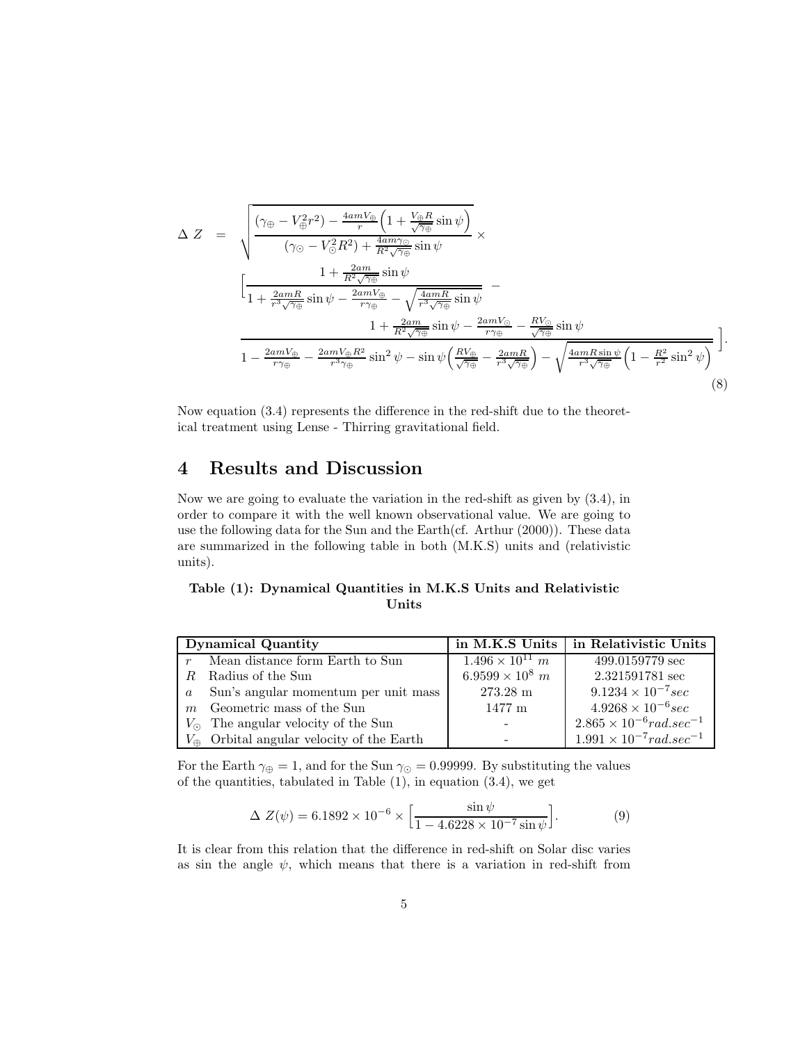$$
\begin{aligned}
\Delta\ Z \quad = \quad & \sqrt{\frac{(\gamma_{\oplus} - V_{\oplus}^2 r^2) - \frac{4amV_{\oplus}}{r}\left(1 + \frac{V_{\oplus}R}{\sqrt{\gamma_{\oplus}}}\sin\psi\right)}{(\gamma_{\odot} - V_{\odot}^2 R^2) + \frac{4am\gamma_{\odot}}{R^2\sqrt{\gamma_{\oplus}}}\sin\psi}} \times \\
& \Big[\frac{1 + \frac{2am}{R^2\sqrt{\gamma_{\oplus}}}\sin\psi}{1 + \frac{2amR}{r^3\sqrt{\gamma_{\oplus}}}\sin\psi - \frac{2amV_{\oplus}}{r\gamma_{\oplus}} - \sqrt{\frac{4amR}{r^3\sqrt{\gamma_{\oplus}}}\sin\psi}} \; - \\
& \frac{1 + \frac{2am}{R^2\sqrt{\gamma_{\oplus}}}\sin\psi - \frac{2amV_{\odot}}{r\gamma_{\oplus}} - \frac{RV_{\odot}}{\sqrt{\gamma_{\oplus}}}\sin\psi}{1 - \frac{2amV_{\oplus}}{r\gamma_{\oplus}} - \frac{2amV_{\oplus}R^2}{r^3\gamma_{\oplus}}\sin^2\psi - \sin\psi\left(\frac{RV_{\oplus}}{\sqrt{\gamma_{\oplus}}} - \frac{2amR}{r^3\sqrt{\gamma_{\oplus}}}\right) - \sqrt{\frac{4amR\sin\psi}{r^3\sqrt{\gamma_{\oplus}}}\left(1 - \frac{R^2}{r^2}\sin^2\psi\right)}}\Big].
\end{aligned}
\tag{8}
$$

Now equation (3.4) represents the difference in the red-shift due to the theoretical treatment using Lense - Thirring gravitational field.

# 4 Results and Discussion

Now we are going to evaluate the variation in the red-shift as given by (3.4), in order to compare it with the well known observational value. We are going to use the following data for the Sun and the Earth(cf. Arthur (2000)). These data are summarized in the following table in both (M.K.S) units and (relativistic units).

**Table (1): Dynamical Quantities in M.K.S Units and Relativistic Units**

| Dynamical Quantity | | in M.K.S Units | in Relativistic Units |
|---|---|---|---|
| $r$ | Mean distance form Earth to Sun | $1.496 \times 10^{11}\ m$ | 499.0159779 sec |
| $R$ | Radius of the Sun | $6.9599 \times 10^{8}\ m$ | 2.321591781 sec |
| $a$ | Sun's angular momentum per unit mass | 273.28 m | $9.1234 \times 10^{-7} sec$ |
| $m$ | Geometric mass of the Sun | 1477 m | $4.9268 \times 10^{-6} sec$ |
| $V_{\odot}$ | The angular velocity of the Sun | - | $2.865 \times 10^{-6} rad.sec^{-1}$ |
| $V_{\oplus}$ | Orbital angular velocity of the Earth | - | $1.991 \times 10^{-7} rad.sec^{-1}$ |

For the Earth $\gamma_{\oplus} = 1$, and for the Sun $\gamma_{\odot} = 0.99999$. By substituting the values of the quantities, tabulated in Table (1), in equation (3.4), we get

$$
\Delta\ Z(\psi) = 6.1892 \times 10^{-6} \times \Big[\frac{\sin\psi}{1 - 4.6228 \times 10^{-7}\sin\psi}\Big]. \tag{9}
$$

It is clear from this relation that the difference in red-shift on Solar disc varies as sin the angle $\psi$, which means that there is a variation in red-shift from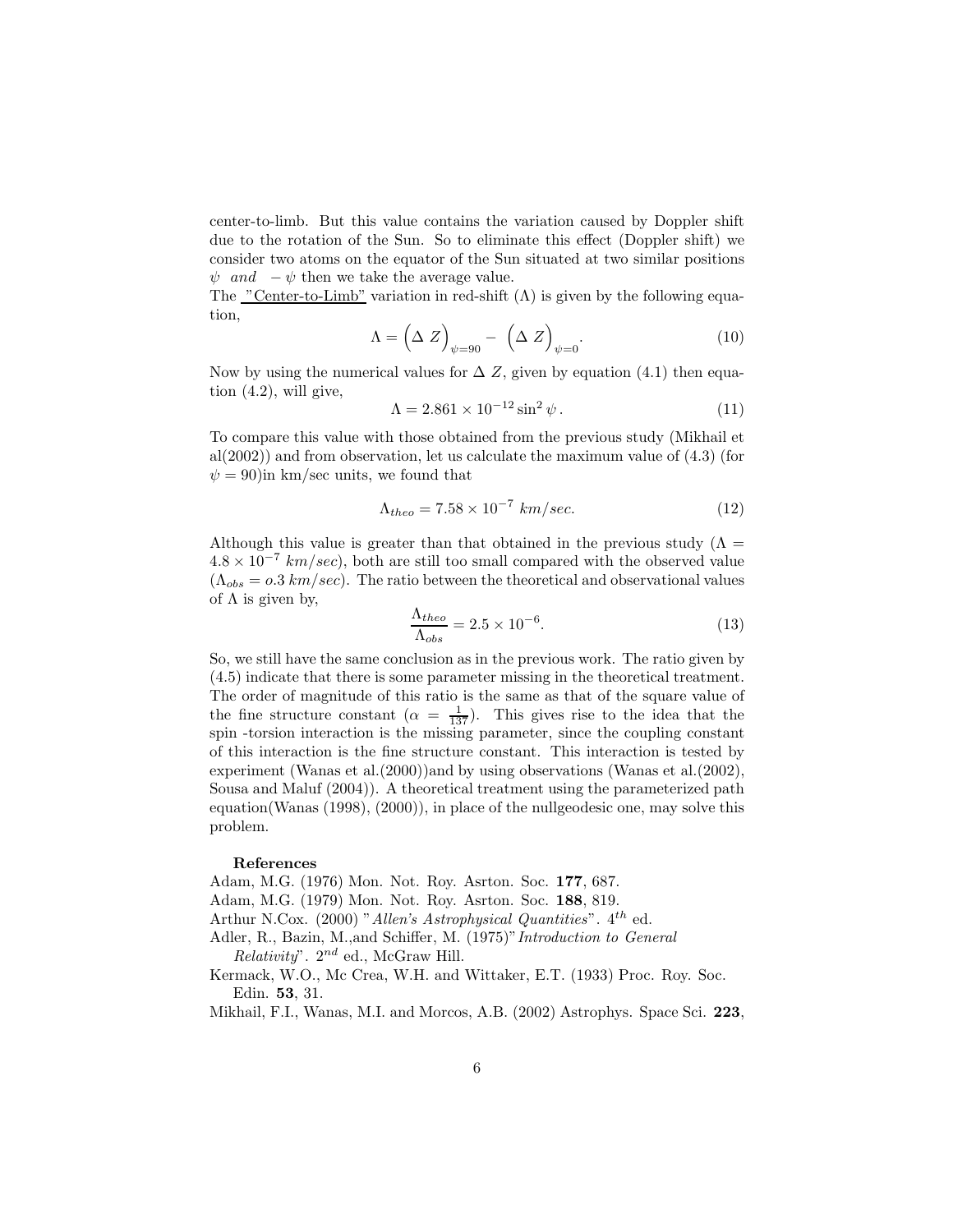center-to-limb. But this value contains the variation caused by Doppler shift due to the rotation of the Sun. So to eliminate this effect (Doppler shift) we consider two atoms on the equator of the Sun situated at two similar positions $\psi$ *and* $-\psi$ then we take the average value.

The "Center-to-Limb" variation in red-shift ($\Lambda$) is given by the following equation,

$$\Lambda = \Big(\Delta\ Z\Big)_{\psi=90} - \Big(\Delta\ Z\Big)_{\psi=0}. \tag{10}$$

Now by using the numerical values for $\Delta\ Z$, given by equation (4.1) then equation (4.2), will give,

$$\Lambda = 2.861 \times 10^{-12} \sin^2 \psi\,. \tag{11}$$

To compare this value with those obtained from the previous study (Mikhail et al(2002)) and from observation, let us calculate the maximum value of (4.3) (for $\psi = 90$)in km/sec units, we found that

$$\Lambda_{theo} = 7.58 \times 10^{-7}\ km/sec. \tag{12}$$

Although this value is greater than that obtained in the previous study ($\Lambda = 4.8 \times 10^{-7}\ km/sec$), both are still too small compared with the observed value ($\Lambda_{obs} = o.3\ km/sec$). The ratio between the theoretical and observational values of $\Lambda$ is given by,

$$\frac{\Lambda_{theo}}{\Lambda_{obs}} = 2.5 \times 10^{-6}. \tag{13}$$

So, we still have the same conclusion as in the previous work. The ratio given by (4.5) indicate that there is some parameter missing in the theoretical treatment. The order of magnitude of this ratio is the same as that of the square value of the fine structure constant ($\alpha = \frac{1}{137}$). This gives rise to the idea that the spin -torsion interaction is the missing parameter, since the coupling constant of this interaction is the fine structure constant. This interaction is tested by experiment (Wanas et al.(2000))and by using observations (Wanas et al.(2002), Sousa and Maluf (2004)). A theoretical treatment using the parameterized path equation(Wanas (1998), (2000)), in place of the nullgeodesic one, may solve this problem.

**References**

Adam, M.G. (1976) Mon. Not. Roy. Asrton. Soc. **177**, 687.

Adam, M.G. (1979) Mon. Not. Roy. Asrton. Soc. **188**, 819.

Arthur N.Cox. (2000) "*Allen's Astrophysical Quantities*". $4^{th}$ ed.

Adler, R., Bazin, M.,and Schiffer, M. (1975)"*Introduction to General Relativity*". $2^{nd}$ ed., McGraw Hill.

Kermack, W.O., Mc Crea, W.H. and Wittaker, E.T. (1933) Proc. Roy. Soc. Edin. **53**, 31.

Mikhail, F.I., Wanas, M.I. and Morcos, A.B. (2002) Astrophys. Space Sci. **223**,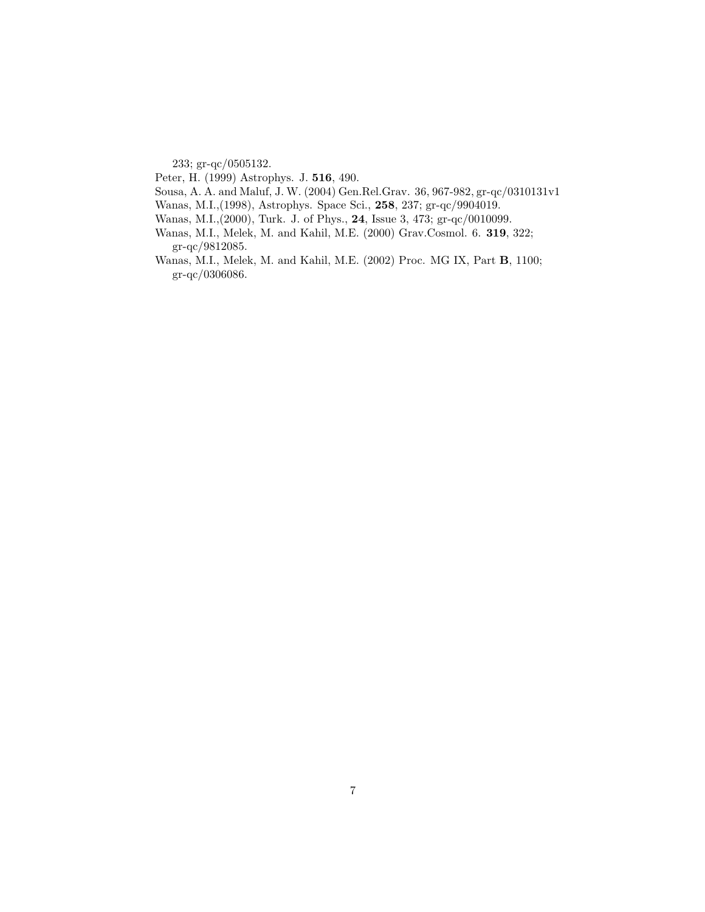233; gr-qc/0505132.

Peter, H. (1999) Astrophys. J. **516**, 490.

Sousa, A. A. and Maluf, J. W. (2004) Gen.Rel.Grav. 36, 967-982, gr-qc/0310131v1

Wanas, M.I.,(1998), Astrophys. Space Sci., **258**, 237; gr-qc/9904019.

Wanas, M.I.,(2000), Turk. J. of Phys., **24**, Issue 3, 473; gr-qc/0010099.

Wanas, M.I., Melek, M. and Kahil, M.E. (2000) Grav.Cosmol. 6. **319**, 322; gr-qc/9812085.

Wanas, M.I., Melek, M. and Kahil, M.E. (2002) Proc. MG IX, Part **B**, 1100; gr-qc/0306086.